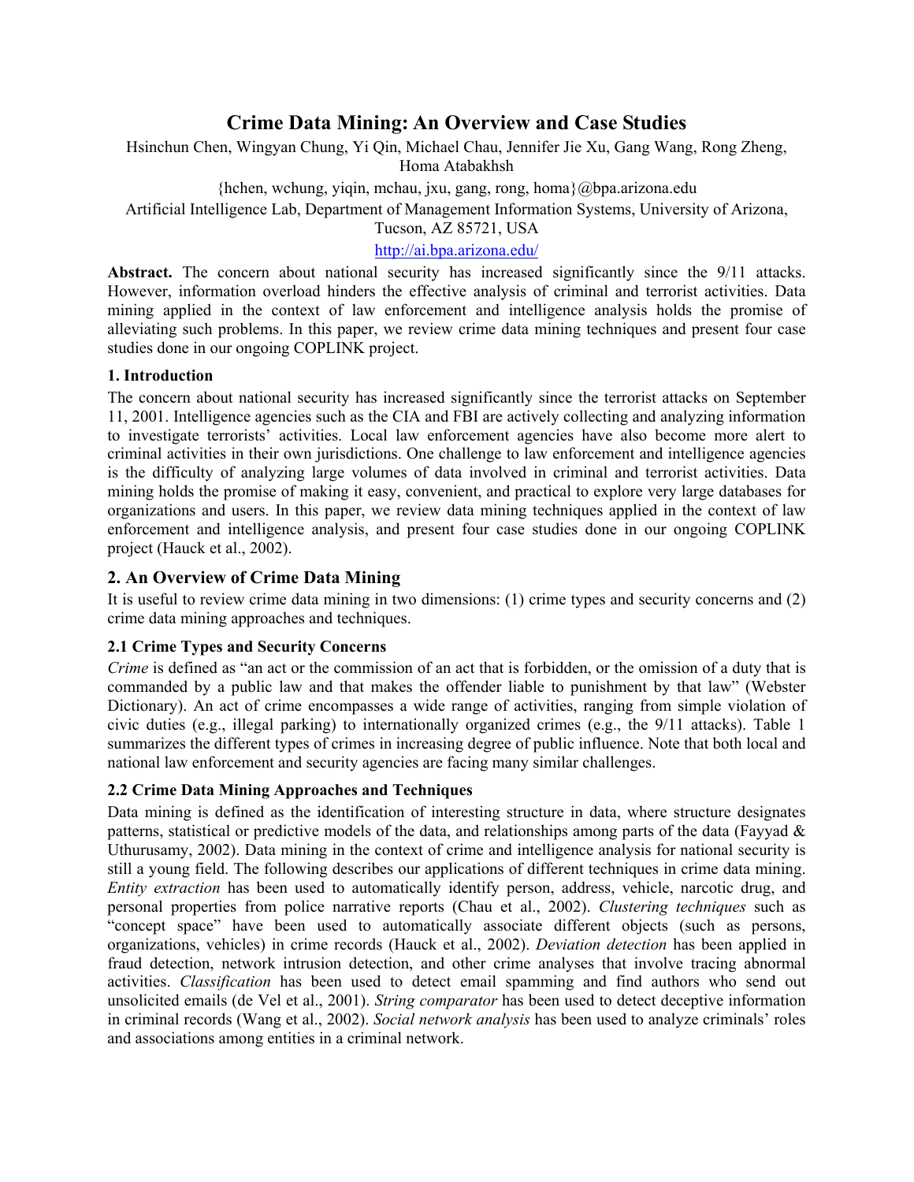# Crime Data Mining: An Overview and Case Studies

Hsinchun Chen, Wingyan Chung, Yi Qin, Michael Chau, Jennifer Jie Xu, Gang Wang, Rong Zheng, Homa Atabakhsh

{hchen, wchung, yiqin, mchau, jxu, gang, rong, homa}@bpa.arizona.edu

Artificial Intelligence Lab, Department of Management Information Systems, University of Arizona, Tucson, AZ 85721, USA

http://ai.bpa.arizona.edu/

**Abstract.** The concern about national security has increased significantly since the 9/11 attacks. However, information overload hinders the effective analysis of criminal and terrorist activities. Data mining applied in the context of law enforcement and intelligence analysis holds the promise of alleviating such problems. In this paper, we review crime data mining techniques and present four case studies done in our ongoing COPLINK project.

### 1. Introduction

The concern about national security has increased significantly since the terrorist attacks on September 11, 2001. Intelligence agencies such as the CIA and FBI are actively collecting and analyzing information to investigate terrorists' activities. Local law enforcement agencies have also become more alert to criminal activities in their own jurisdictions. One challenge to law enforcement and intelligence agencies is the difficulty of analyzing large volumes of data involved in criminal and terrorist activities. Data mining holds the promise of making it easy, convenient, and practical to explore very large databases for organizations and users. In this paper, we review data mining techniques applied in the context of law enforcement and intelligence analysis, and present four case studies done in our ongoing COPLINK project (Hauck et al., 2002).

## 2. An Overview of Crime Data Mining

It is useful to review crime data mining in two dimensions: (1) crime types and security concerns and (2) crime data mining approaches and techniques.

### 2.1 Crime Types and Security Concerns

*Crime* is defined as "an act or the commission of an act that is forbidden, or the omission of a duty that is commanded by a public law and that makes the offender liable to punishment by that law" (Webster Dictionary). An act of crime encompasses a wide range of activities, ranging from simple violation of civic duties (e.g., illegal parking) to internationally organized crimes (e.g., the 9/11 attacks). Table 1 summarizes the different types of crimes in increasing degree of public influence. Note that both local and national law enforcement and security agencies are facing many similar challenges.

### 2.2 Crime Data Mining Approaches and Techniques

Data mining is defined as the identification of interesting structure in data, where structure designates patterns, statistical or predictive models of the data, and relationships among parts of the data (Fayyad & Uthurusamy, 2002). Data mining in the context of crime and intelligence analysis for national security is still a young field. The following describes our applications of different techniques in crime data mining. *Entity extraction* has been used to automatically identify person, address, vehicle, narcotic drug, and personal properties from police narrative reports (Chau et al., 2002). *Clustering techniques* such as "concept space" have been used to automatically associate different objects (such as persons, organizations, vehicles) in crime records (Hauck et al., 2002). *Deviation detection* has been applied in fraud detection, network intrusion detection, and other crime analyses that involve tracing abnormal activities. *Classification* has been used to detect email spamming and find authors who send out unsolicited emails (de Vel et al., 2001). *String comparator* has been used to detect deceptive information in criminal records (Wang et al., 2002). *Social network analysis* has been used to analyze criminals' roles and associations among entities in a criminal network.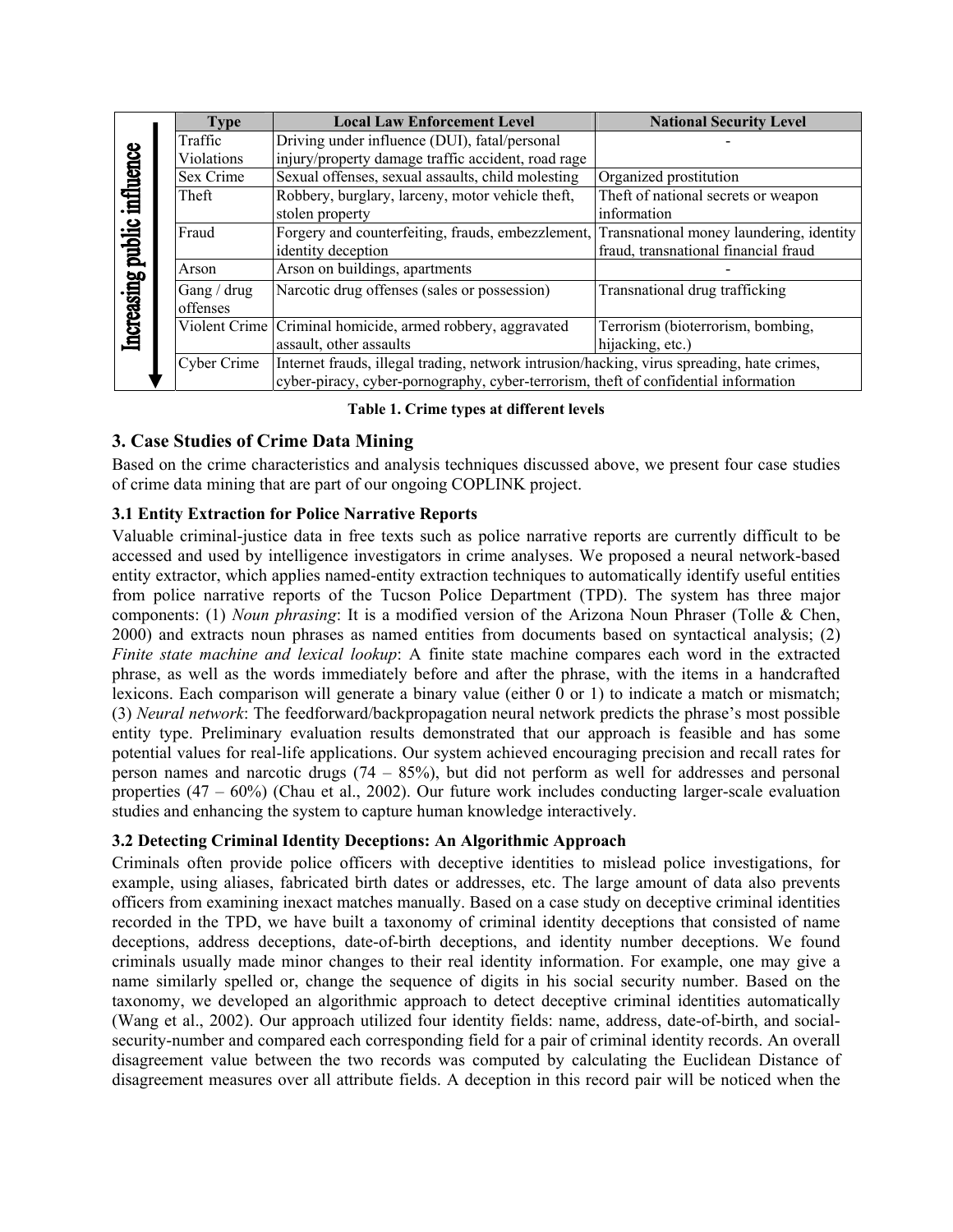| Type | Local Law Enforcement Level | National Security Level |
|---|---|---|
| Traffic Violations | Driving under influence (DUI), fatal/personal injury/property damage traffic accident, road rage | - |
| Sex Crime | Sexual offenses, sexual assaults, child molesting | Organized prostitution |
| Theft | Robbery, burglary, larceny, motor vehicle theft, stolen property | Theft of national secrets or weapon information |
| Fraud | Forgery and counterfeiting, frauds, embezzlement, identity deception | Transnational money laundering, identity fraud, transnational financial fraud |
| Arson | Arson on buildings, apartments | - |
| Gang / drug offenses | Narcotic drug offenses (sales or possession) | Transnational drug trafficking |
| Violent Crime | Criminal homicide, armed robbery, aggravated assault, other assaults | Terrorism (bioterrorism, bombing, hijacking, etc.) |
| Cyber Crime | Internet frauds, illegal trading, network intrusion/hacking, virus spreading, hate crimes, cyber-piracy, cyber-pornography, cyber-terrorism, theft of confidential information | |

(Increasing public influence ↓)

**Table 1. Crime types at different levels**

## 3. Case Studies of Crime Data Mining

Based on the crime characteristics and analysis techniques discussed above, we present four case studies of crime data mining that are part of our ongoing COPLINK project.

### 3.1 Entity Extraction for Police Narrative Reports

Valuable criminal-justice data in free texts such as police narrative reports are currently difficult to be accessed and used by intelligence investigators in crime analyses. We proposed a neural network-based entity extractor, which applies named-entity extraction techniques to automatically identify useful entities from police narrative reports of the Tucson Police Department (TPD). The system has three major components: (1) *Noun phrasing*: It is a modified version of the Arizona Noun Phraser (Tolle & Chen, 2000) and extracts noun phrases as named entities from documents based on syntactical analysis; (2) *Finite state machine and lexical lookup*: A finite state machine compares each word in the extracted phrase, as well as the words immediately before and after the phrase, with the items in a handcrafted lexicons. Each comparison will generate a binary value (either 0 or 1) to indicate a match or mismatch; (3) *Neural network*: The feedforward/backpropagation neural network predicts the phrase's most possible entity type. Preliminary evaluation results demonstrated that our approach is feasible and has some potential values for real-life applications. Our system achieved encouraging precision and recall rates for person names and narcotic drugs (74 – 85%), but did not perform as well for addresses and personal properties (47 – 60%) (Chau et al., 2002). Our future work includes conducting larger-scale evaluation studies and enhancing the system to capture human knowledge interactively.

### 3.2 Detecting Criminal Identity Deceptions: An Algorithmic Approach

Criminals often provide police officers with deceptive identities to mislead police investigations, for example, using aliases, fabricated birth dates or addresses, etc. The large amount of data also prevents officers from examining inexact matches manually. Based on a case study on deceptive criminal identities recorded in the TPD, we have built a taxonomy of criminal identity deceptions that consisted of name deceptions, address deceptions, date-of-birth deceptions, and identity number deceptions. We found criminals usually made minor changes to their real identity information. For example, one may give a name similarly spelled or, change the sequence of digits in his social security number. Based on the taxonomy, we developed an algorithmic approach to detect deceptive criminal identities automatically (Wang et al., 2002). Our approach utilized four identity fields: name, address, date-of-birth, and social-security-number and compared each corresponding field for a pair of criminal identity records. An overall disagreement value between the two records was computed by calculating the Euclidean Distance of disagreement measures over all attribute fields. A deception in this record pair will be noticed when the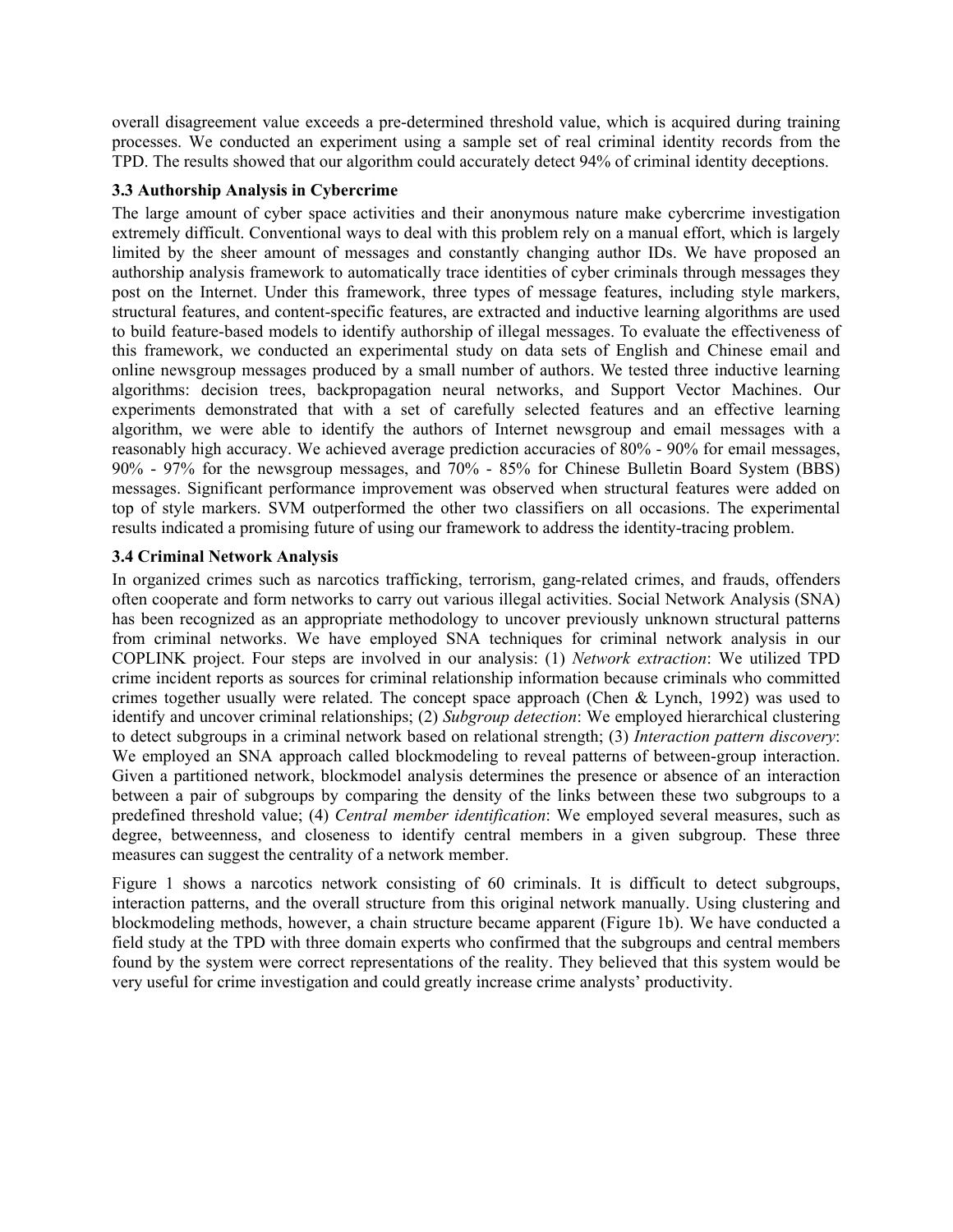overall disagreement value exceeds a pre-determined threshold value, which is acquired during training processes. We conducted an experiment using a sample set of real criminal identity records from the TPD. The results showed that our algorithm could accurately detect 94% of criminal identity deceptions.

### 3.3 Authorship Analysis in Cybercrime

The large amount of cyber space activities and their anonymous nature make cybercrime investigation extremely difficult. Conventional ways to deal with this problem rely on a manual effort, which is largely limited by the sheer amount of messages and constantly changing author IDs. We have proposed an authorship analysis framework to automatically trace identities of cyber criminals through messages they post on the Internet. Under this framework, three types of message features, including style markers, structural features, and content-specific features, are extracted and inductive learning algorithms are used to build feature-based models to identify authorship of illegal messages. To evaluate the effectiveness of this framework, we conducted an experimental study on data sets of English and Chinese email and online newsgroup messages produced by a small number of authors. We tested three inductive learning algorithms: decision trees, backpropagation neural networks, and Support Vector Machines. Our experiments demonstrated that with a set of carefully selected features and an effective learning algorithm, we were able to identify the authors of Internet newsgroup and email messages with a reasonably high accuracy. We achieved average prediction accuracies of 80% - 90% for email messages, 90% - 97% for the newsgroup messages, and 70% - 85% for Chinese Bulletin Board System (BBS) messages. Significant performance improvement was observed when structural features were added on top of style markers. SVM outperformed the other two classifiers on all occasions. The experimental results indicated a promising future of using our framework to address the identity-tracing problem.

### 3.4 Criminal Network Analysis

In organized crimes such as narcotics trafficking, terrorism, gang-related crimes, and frauds, offenders often cooperate and form networks to carry out various illegal activities. Social Network Analysis (SNA) has been recognized as an appropriate methodology to uncover previously unknown structural patterns from criminal networks. We have employed SNA techniques for criminal network analysis in our COPLINK project. Four steps are involved in our analysis: (1) *Network extraction*: We utilized TPD crime incident reports as sources for criminal relationship information because criminals who committed crimes together usually were related. The concept space approach (Chen & Lynch, 1992) was used to identify and uncover criminal relationships; (2) *Subgroup detection*: We employed hierarchical clustering to detect subgroups in a criminal network based on relational strength; (3) *Interaction pattern discovery*: We employed an SNA approach called blockmodeling to reveal patterns of between-group interaction. Given a partitioned network, blockmodel analysis determines the presence or absence of an interaction between a pair of subgroups by comparing the density of the links between these two subgroups to a predefined threshold value; (4) *Central member identification*: We employed several measures, such as degree, betweenness, and closeness to identify central members in a given subgroup. These three measures can suggest the centrality of a network member.

Figure 1 shows a narcotics network consisting of 60 criminals. It is difficult to detect subgroups, interaction patterns, and the overall structure from this original network manually. Using clustering and blockmodeling methods, however, a chain structure became apparent (Figure 1b). We have conducted a field study at the TPD with three domain experts who confirmed that the subgroups and central members found by the system were correct representations of the reality. They believed that this system would be very useful for crime investigation and could greatly increase crime analysts' productivity.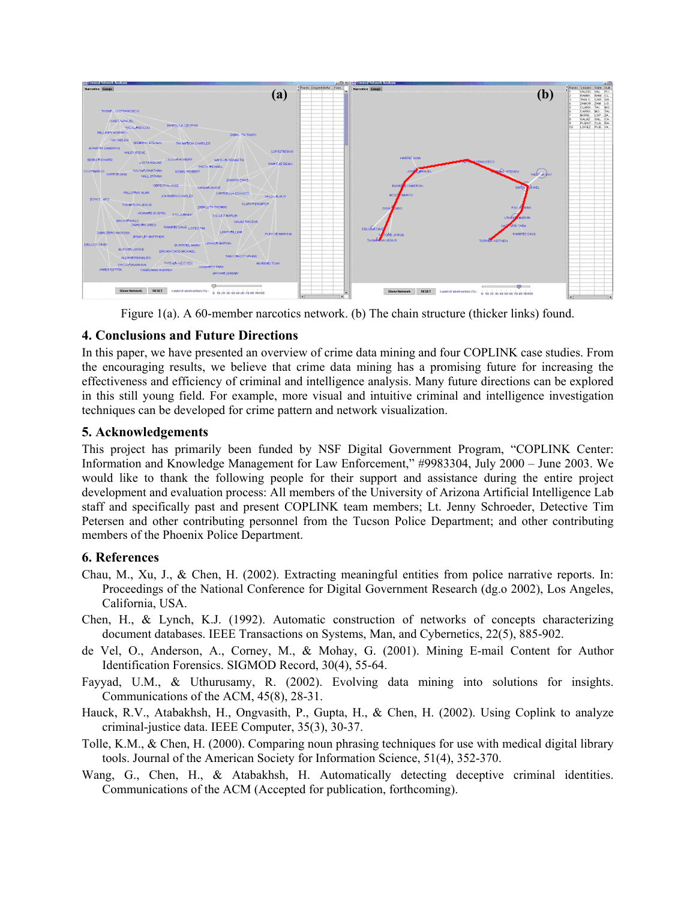Figure 1(a). A 60-member narcotics network. (b) The chain structure (thicker links) found.

## 4. Conclusions and Future Directions

In this paper, we have presented an overview of crime data mining and four COPLINK case studies. From the encouraging results, we believe that crime data mining has a promising future for increasing the effectiveness and efficiency of criminal and intelligence analysis. Many future directions can be explored in this still young field. For example, more visual and intuitive criminal and intelligence investigation techniques can be developed for crime pattern and network visualization.

## 5. Acknowledgements

This project has primarily been funded by NSF Digital Government Program, "COPLINK Center: Information and Knowledge Management for Law Enforcement," #9983304, July 2000 – June 2003. We would like to thank the following people for their support and assistance during the entire project development and evaluation process: All members of the University of Arizona Artificial Intelligence Lab staff and specifically past and present COPLINK team members; Lt. Jenny Schroeder, Detective Tim Petersen and other contributing personnel from the Tucson Police Department; and other contributing members of the Phoenix Police Department.

## 6. References

Chau, M., Xu, J., & Chen, H. (2002). Extracting meaningful entities from police narrative reports. In: Proceedings of the National Conference for Digital Government Research (dg.o 2002), Los Angeles, California, USA.

Chen, H., & Lynch, K.J. (1992). Automatic construction of networks of concepts characterizing document databases. IEEE Transactions on Systems, Man, and Cybernetics, 22(5), 885-902.

de Vel, O., Anderson, A., Corney, M., & Mohay, G. (2001). Mining E-mail Content for Author Identification Forensics. SIGMOD Record, 30(4), 55-64.

Fayyad, U.M., & Uthurusamy, R. (2002). Evolving data mining into solutions for insights. Communications of the ACM, 45(8), 28-31.

Hauck, R.V., Atabakhsh, H., Ongvasith, P., Gupta, H., & Chen, H. (2002). Using Coplink to analyze criminal-justice data. IEEE Computer, 35(3), 30-37.

Tolle, K.M., & Chen, H. (2000). Comparing noun phrasing techniques for use with medical digital library tools. Journal of the American Society for Information Science, 51(4), 352-370.

Wang, G., Chen, H., & Atabakhsh, H. Automatically detecting deceptive criminal identities. Communications of the ACM (Accepted for publication, forthcoming).